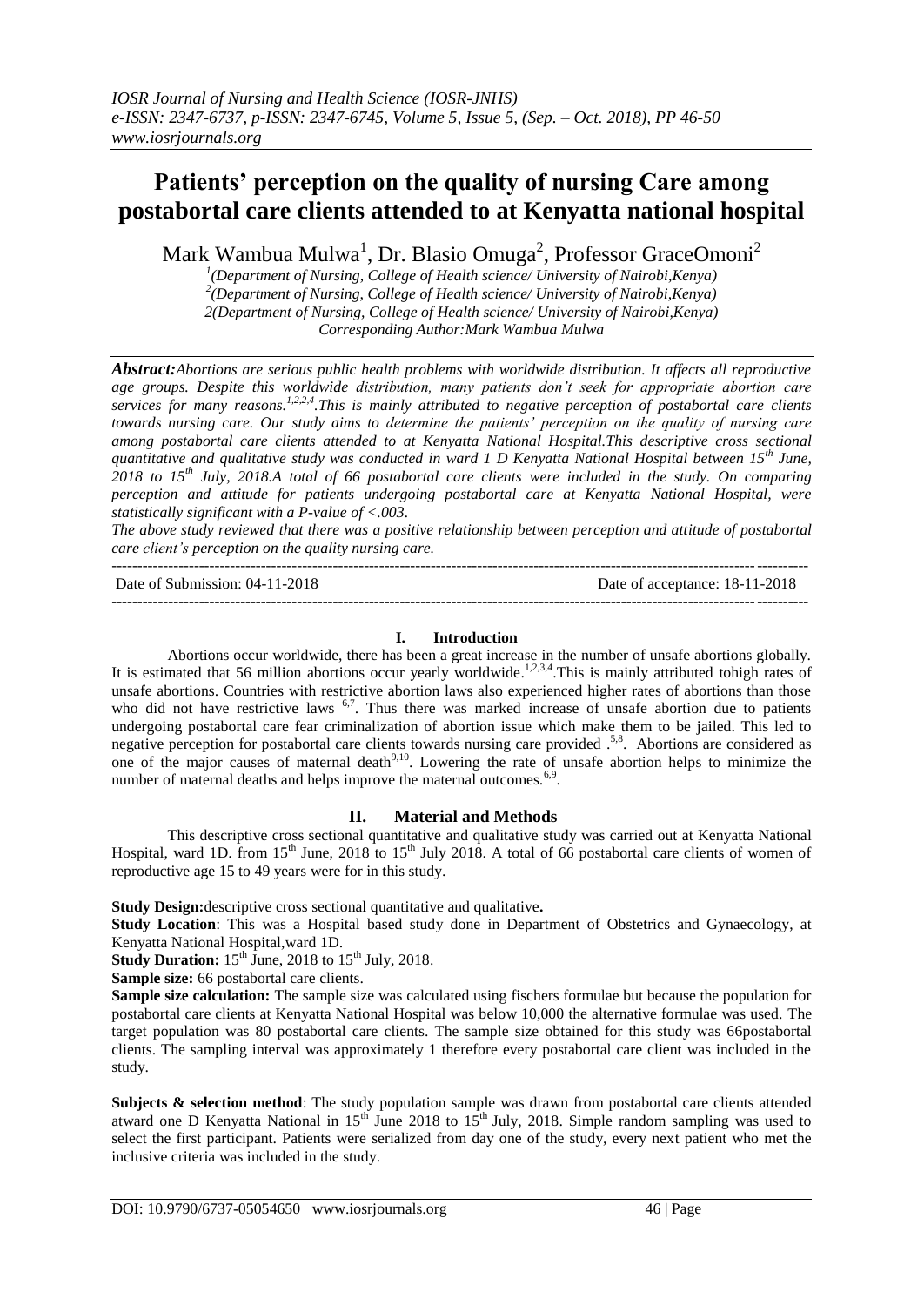# Patients' perception on the quality of nursing Care among postabortal care clients attended to at Kenyatta national hospital

Mark Wambua Mulwa[1], Dr. Blasio Omuga[2], Professor GraceOmoni[2]

[1](Department of Nursing, College of Health science/ University of Nairobi,Kenya)
[2](Department of Nursing, College of Health science/ University of Nairobi,Kenya)
2(Department of Nursing, College of Health science/ University of Nairobi,Kenya)
Corresponding Author:Mark Wambua Mulwa

***Abstract:*** *Abortions are serious public health problems with worldwide distribution. It affects all reproductive age groups. Despite this worldwide distribution, many patients don't seek for appropriate abortion care services for many reasons.[1,2,2,4].This is mainly attributed to negative perception of postabortal care clients towards nursing care. Our study aims to determine the patients' perception on the quality of nursing care among postabortal care clients attended to at Kenyatta National Hospital.This descriptive cross sectional quantitative and qualitative study was conducted in ward 1 D Kenyatta National Hospital between 15th June, 2018 to 15th July, 2018.A total of 66 postabortal care clients were included in the study. On comparing perception and attitude for patients undergoing postabortal care at Kenyatta National Hospital, were statistically significant with a P-value of <.003.*

*The above study reviewed that there was a positive relationship between perception and attitude of postabortal care client's perception on the quality nursing care.*

---

Date of Submission: 04-11-2018 | Date of acceptance: 18-11-2018

---

## I. Introduction

Abortions occur worldwide, there has been a great increase in the number of unsafe abortions globally. It is estimated that 56 million abortions occur yearly worldwide.[1,2,3,4].This is mainly attributed tohigh rates of unsafe abortions. Countries with restrictive abortion laws also experienced higher rates of abortions than those who did not have restrictive laws [6,7]. Thus there was marked increase of unsafe abortion due to patients undergoing postabortal care fear criminalization of abortion issue which make them to be jailed. This led to negative perception for postabortal care clients towards nursing care provided .[5,8]. Abortions are considered as one of the major causes of maternal death[9,10]. Lowering the rate of unsafe abortion helps to minimize the number of maternal deaths and helps improve the maternal outcomes.[6,9].

## II. Material and Methods

This descriptive cross sectional quantitative and qualitative study was carried out at Kenyatta National Hospital, ward 1D. from 15th June, 2018 to 15th July 2018. A total of 66 postabortal care clients of women of reproductive age 15 to 49 years were for in this study.

**Study Design:**descriptive cross sectional quantitative and qualitative**.**

**Study Location**: This was a Hospital based study done in Department of Obstetrics and Gynaecology, at Kenyatta National Hospital,ward 1D.

**Study Duration:** 15th June, 2018 to 15th July, 2018.

**Sample size:** 66 postabortal care clients.

**Sample size calculation:** The sample size was calculated using fischers formulae but because the population for postabortal care clients at Kenyatta National Hospital was below 10,000 the alternative formulae was used. The target population was 80 postabortal care clients. The sample size obtained for this study was 66postabortal clients. The sampling interval was approximately 1 therefore every postabortal care client was included in the study.

**Subjects & selection method**: The study population sample was drawn from postabortal care clients attended atward one D Kenyatta National in 15th June 2018 to 15th July, 2018. Simple random sampling was used to select the first participant. Patients were serialized from day one of the study, every next patient who met the inclusive criteria was included in the study.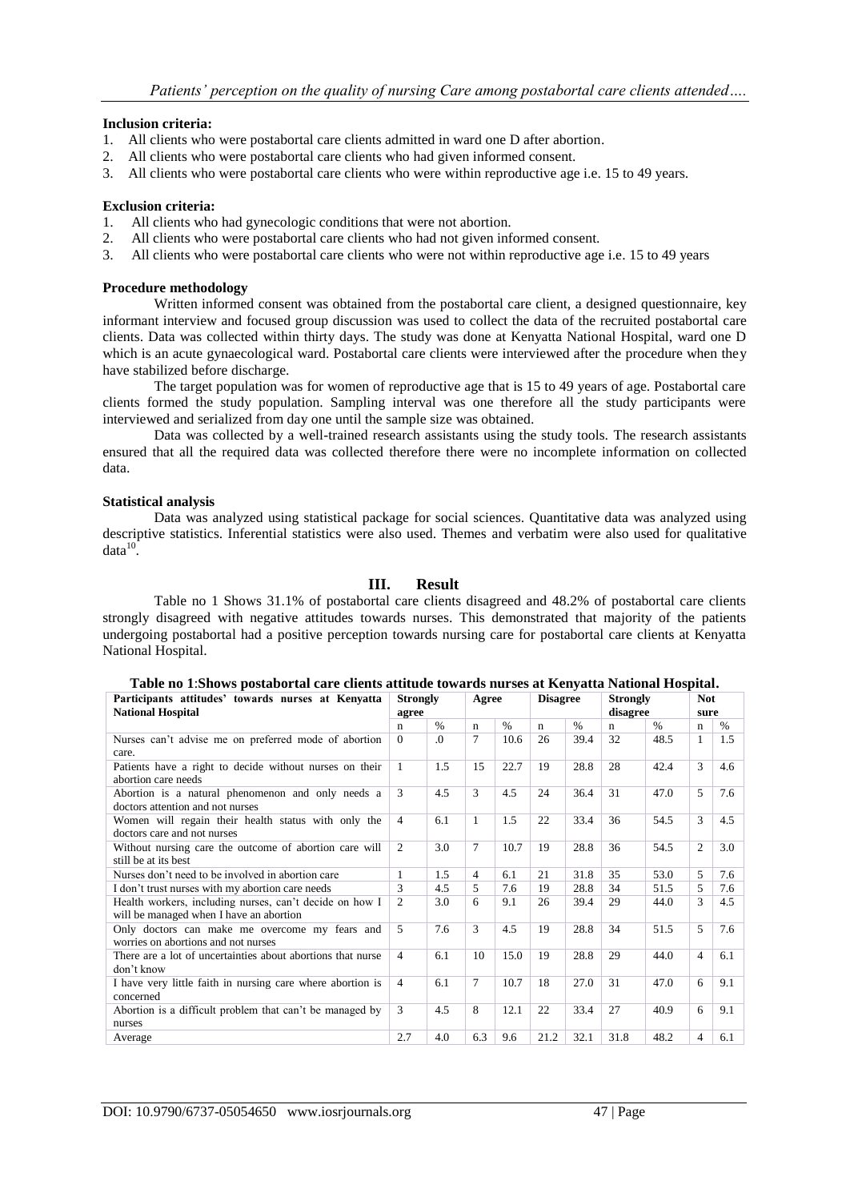**Inclusion criteria:**

1. All clients who were postabortal care clients admitted in ward one D after abortion.
2. All clients who were postabortal care clients who had given informed consent.
3. All clients who were postabortal care clients who were within reproductive age i.e. 15 to 49 years.

**Exclusion criteria:**

1. All clients who had gynecologic conditions that were not abortion.
2. All clients who were postabortal care clients who had not given informed consent.
3. All clients who were postabortal care clients who were not within reproductive age i.e. 15 to 49 years

**Procedure methodology**

Written informed consent was obtained from the postabortal care client, a designed questionnaire, key informant interview and focused group discussion was used to collect the data of the recruited postabortal care clients. Data was collected within thirty days. The study was done at Kenyatta National Hospital, ward one D which is an acute gynaecological ward. Postabortal care clients were interviewed after the procedure when they have stabilized before discharge.

The target population was for women of reproductive age that is 15 to 49 years of age. Postabortal care clients formed the study population. Sampling interval was one therefore all the study participants were interviewed and serialized from day one until the sample size was obtained.

Data was collected by a well-trained research assistants using the study tools. The research assistants ensured that all the required data was collected therefore there were no incomplete information on collected data.

**Statistical analysis**

Data was analyzed using statistical package for social sciences. Quantitative data was analyzed using descriptive statistics. Inferential statistics were also used. Themes and verbatim were also used for qualitative data[10].

## III. Result

Table no 1 Shows 31.1% of postabortal care clients disagreed and 48.2% of postabortal care clients strongly disagreed with negative attitudes towards nurses. This demonstrated that majority of the patients undergoing postabortal had a positive perception towards nursing care for postabortal care clients at Kenyatta National Hospital.

**Table no 1**:**Shows postabortal care clients attitude towards nurses at Kenyatta National Hospital.**

| Participants attitudes' towards nurses at Kenyatta National Hospital | Strongly agree | | Agree | | Disagree | | Strongly disagree | | Not sure | |
|---|---|---|---|---|---|---|---|---|---|---|
| | n | % | n | % | n | % | n | % | n | % |
| Nurses can't advise me on preferred mode of abortion care. | 0 | .0 | 7 | 10.6 | 26 | 39.4 | 32 | 48.5 | 1 | 1.5 |
| Patients have a right to decide without nurses on their abortion care needs | 1 | 1.5 | 15 | 22.7 | 19 | 28.8 | 28 | 42.4 | 3 | 4.6 |
| Abortion is a natural phenomenon and only needs a doctors attention and not nurses | 3 | 4.5 | 3 | 4.5 | 24 | 36.4 | 31 | 47.0 | 5 | 7.6 |
| Women will regain their health status with only the doctors care and not nurses | 4 | 6.1 | 1 | 1.5 | 22 | 33.4 | 36 | 54.5 | 3 | 4.5 |
| Without nursing care the outcome of abortion care will still be at its best | 2 | 3.0 | 7 | 10.7 | 19 | 28.8 | 36 | 54.5 | 2 | 3.0 |
| Nurses don't need to be involved in abortion care | 1 | 1.5 | 4 | 6.1 | 21 | 31.8 | 35 | 53.0 | 5 | 7.6 |
| I don't trust nurses with my abortion care needs | 3 | 4.5 | 5 | 7.6 | 19 | 28.8 | 34 | 51.5 | 5 | 7.6 |
| Health workers, including nurses, can't decide on how I will be managed when I have an abortion | 2 | 3.0 | 6 | 9.1 | 26 | 39.4 | 29 | 44.0 | 3 | 4.5 |
| Only doctors can make me overcome my fears and worries on abortions and not nurses | 5 | 7.6 | 3 | 4.5 | 19 | 28.8 | 34 | 51.5 | 5 | 7.6 |
| There are a lot of uncertainties about abortions that nurse don't know | 4 | 6.1 | 10 | 15.0 | 19 | 28.8 | 29 | 44.0 | 4 | 6.1 |
| I have very little faith in nursing care where abortion is concerned | 4 | 6.1 | 7 | 10.7 | 18 | 27.0 | 31 | 47.0 | 6 | 9.1 |
| Abortion is a difficult problem that can't be managed by nurses | 3 | 4.5 | 8 | 12.1 | 22 | 33.4 | 27 | 40.9 | 6 | 9.1 |
| Average | 2.7 | 4.0 | 6.3 | 9.6 | 21.2 | 32.1 | 31.8 | 48.2 | 4 | 6.1 |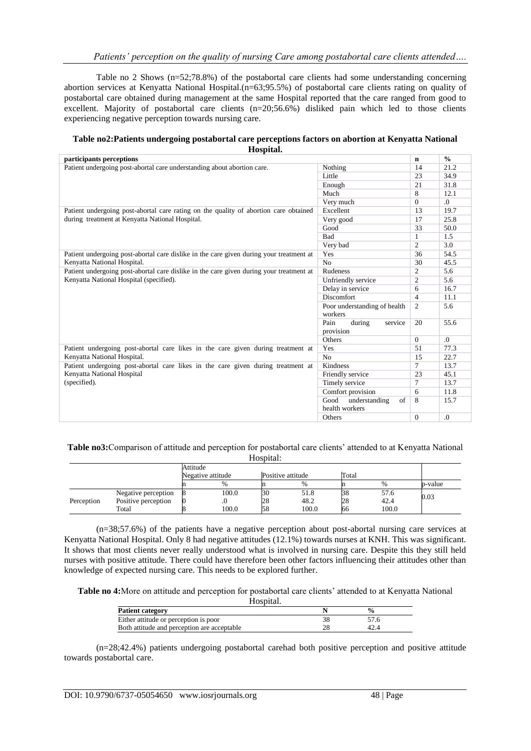Table no 2 Shows (n=52;78.8%) of the postabortal care clients had some understanding concerning abortion services at Kenyatta National Hospital.(n=63;95.5%) of postabortal care clients rating on quality of postabortal care obtained during management at the same Hospital reported that the care ranged from good to excellent. Majority of postabortal care clients (n=20;56.6%) disliked pain which led to those clients experiencing negative perception towards nursing care.

**Table no2:Patients undergoing postabortal care perceptions factors on abortion at Kenyatta National Hospital.**

| participants perceptions | | n | % |
|---|---|---|---|
| Patient undergoing post-abortal care understanding about abortion care. | Nothing | 14 | 21.2 |
| | Little | 23 | 34.9 |
| | Enough | 21 | 31.8 |
| | Much | 8 | 12.1 |
| | Very much | 0 | .0 |
| Patient undergoing post-abortal care rating on the quality of abortion care obtained during treatment at Kenyatta National Hospital. | Excellent | 13 | 19.7 |
| | Very good | 17 | 25.8 |
| | Good | 33 | 50.0 |
| | Bad | 1 | 1.5 |
| | Very bad | 2 | 3.0 |
| Patient undergoing post-abortal care dislike in the care given during your treatment at Kenyatta National Hospital. | Yes | 36 | 54.5 |
| | No | 30 | 45.5 |
| Patient undergoing post-abortal care dislike in the care given during your treatment at Kenyatta National Hospital (specified). | Rudeness | 2 | 5.6 |
| | Unfriendly service | 2 | 5.6 |
| | Delay in service | 6 | 16.7 |
| | Discomfort | 4 | 11.1 |
| | Poor understanding of health workers | 2 | 5.6 |
| | Pain during service provision | 20 | 55.6 |
| | Others | 0 | .0 |
| Patient undergoing post-abortal care likes in the care given during treatment at Kenyatta National Hospital. | Yes | 51 | 77.3 |
| | No | 15 | 22.7 |
| Patient undergoing post-abortal care likes in the care given during treatment at Kenyatta National Hospital (specified). | Kindness | 7 | 13.7 |
| | Friendly service | 23 | 45.1 |
| | Timely service | 7 | 13.7 |
| | Comfort provision | 6 | 11.8 |
| | Good understanding of health workers | 8 | 15.7 |
| | Others | 0 | .0 |

**Table no3:**Comparison of attitude and perception for postabortal care clients' attended to at Kenyatta National Hospital:

| | | Attitude | | | | | | |
|---|---|---|---|---|---|---|---|---|
| | | Negative attitude | | Positive attitude | | Total | | |
| | | n | % | n | % | n | % | p-value |
| Perception | Negative perception | 8 | 100.0 | 30 | 51.8 | 38 | 57.6 | 0.03 |
| | Positive perception | 0 | .0 | 28 | 48.2 | 28 | 42.4 | |
| | Total | 8 | 100.0 | 58 | 100.0 | 66 | 100.0 | |

(n=38;57.6%) of the patients have a negative perception about post-abortal nursing care services at Kenyatta National Hospital. Only 8 had negative attitudes (12.1%) towards nurses at KNH. This was significant. It shows that most clients never really understood what is involved in nursing care. Despite this they still held nurses with positive attitude. There could have therefore been other factors influencing their attitudes other than knowledge of expected nursing care. This needs to be explored further.

**Table no 4:**More on attitude and perception for postabortal care clients' attended to at Kenyatta National Hospital.

| Patient category | N | % |
|---|---|---|
| Either attitude or perception is poor | 38 | 57.6 |
| Both attitude and perception are acceptable | 28 | 42.4 |

(n=28;42.4%) patients undergoing postabortal carehad both positive perception and positive attitude towards postabortal care.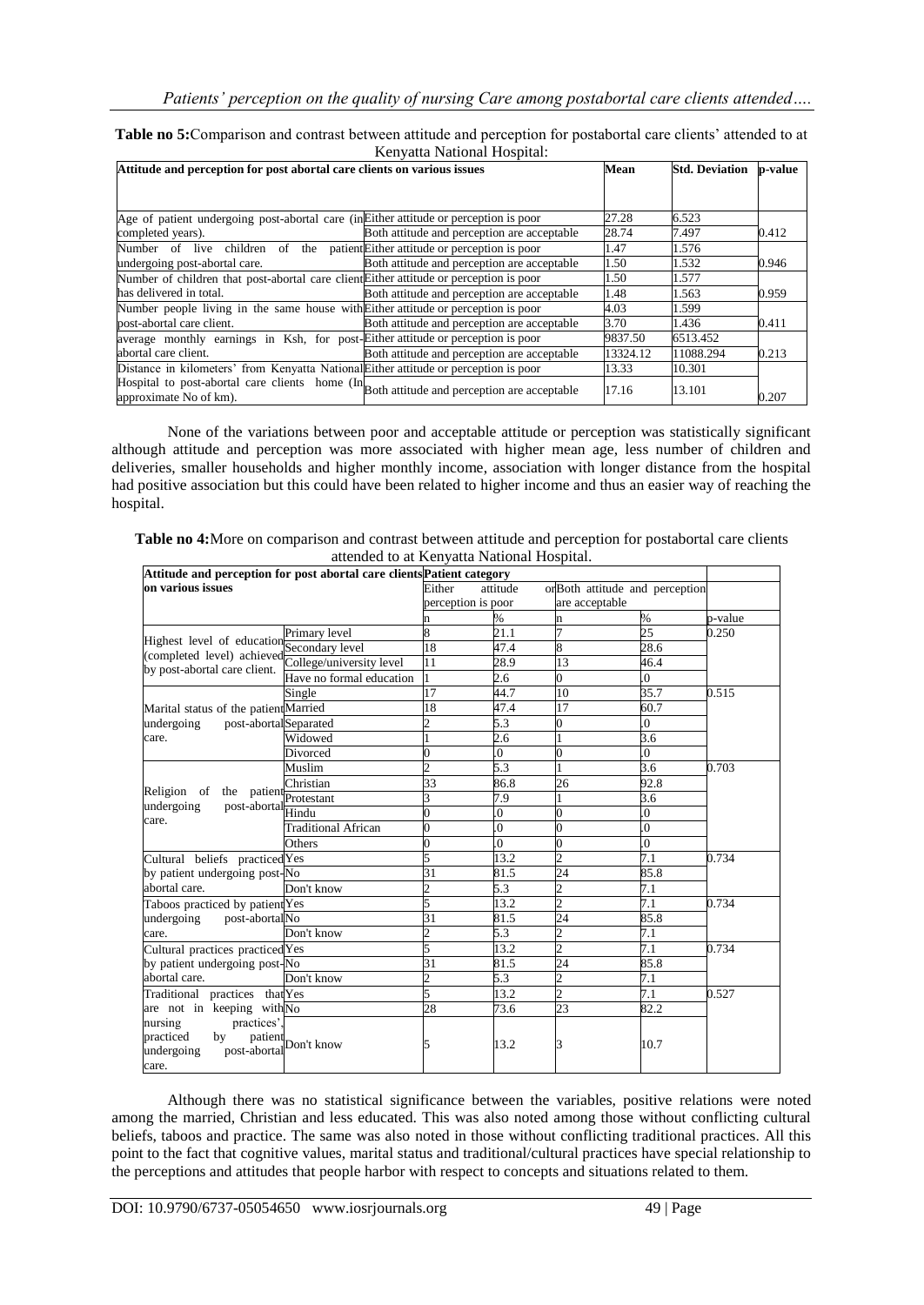**Table no 5:** Comparison and contrast between attitude and perception for postabortal care clients' attended to at Kenyatta National Hospital:

| Attitude and perception for post abortal care clients on various issues | | Mean | Std. Deviation | p-value |
|---|---|---|---|---|
| Age of patient undergoing post-abortal care (in completed years). | Either attitude or perception is poor | 27.28 | 6.523 | |
| | Both attitude and perception are acceptable | 28.74 | 7.497 | 0.412 |
| Number of live children of the patient undergoing post-abortal care. | Either attitude or perception is poor | 1.47 | 1.576 | |
| | Both attitude and perception are acceptable | 1.50 | 1.532 | 0.946 |
| Number of children that post-abortal care client has delivered in total. | Either attitude or perception is poor | 1.50 | 1.577 | |
| | Both attitude and perception are acceptable | 1.48 | 1.563 | 0.959 |
| Number people living in the same house with post-abortal care client. | Either attitude or perception is poor | 4.03 | 1.599 | |
| | Both attitude and perception are acceptable | 3.70 | 1.436 | 0.411 |
| average monthly earnings in Ksh, for post-abortal care client. | Either attitude or perception is poor | 9837.50 | 6513.452 | |
| | Both attitude and perception are acceptable | 13324.12 | 11088.294 | 0.213 |
| Distance in kilometers' from Kenyatta National Hospital to post-abortal care clients home (In approximate No of km). | Either attitude or perception is poor | 13.33 | 10.301 | |
| | Both attitude and perception are acceptable | 17.16 | 13.101 | 0.207 |

None of the variations between poor and acceptable attitude or perception was statistically significant although attitude and perception was more associated with higher mean age, less number of children and deliveries, smaller households and higher monthly income, association with longer distance from the hospital had positive association but this could have been related to higher income and thus an easier way of reaching the hospital.

**Table no 4:** More on comparison and contrast between attitude and perception for postabortal care clients attended to at Kenyatta National Hospital.

| Attitude and perception for post abortal care clients on various issues | | Patient category | | | | |
|---|---|---|---|---|---|---|
| | | Either attitude or perception is poor | | Both attitude and perception are acceptable | | |
| | | n | % | n | % | p-value |
| Highest level of education (completed level) achieved by post-abortal care client. | Primary level | 8 | 21.1 | 7 | 25 | 0.250 |
| | Secondary level | 18 | 47.4 | 8 | 28.6 | |
| | College/university level | 11 | 28.9 | 13 | 46.4 | |
| | Have no formal education | 1 | 2.6 | 0 | .0 | |
| Marital status of the patient undergoing post-abortal care. | Single | 17 | 44.7 | 10 | 35.7 | 0.515 |
| | Married | 18 | 47.4 | 17 | 60.7 | |
| | Separated | 2 | 5.3 | 0 | .0 | |
| | Widowed | 1 | 2.6 | 1 | 3.6 | |
| | Divorced | 0 | .0 | 0 | .0 | |
| Religion of the patient undergoing post-abortal care. | Muslim | 2 | 5.3 | 1 | 3.6 | 0.703 |
| | Christian | 33 | 86.8 | 26 | 92.8 | |
| | Protestant | 3 | 7.9 | 1 | 3.6 | |
| | Hindu | 0 | .0 | 0 | .0 | |
| | Traditional African | 0 | .0 | 0 | .0 | |
| | Others | 0 | .0 | 0 | .0 | |
| Cultural beliefs practiced by patient undergoing post-abortal care. | Yes | 5 | 13.2 | 2 | 7.1 | 0.734 |
| | No | 31 | 81.5 | 24 | 85.8 | |
| | Don't know | 2 | 5.3 | 2 | 7.1 | |
| Taboos practiced by patient undergoing post-abortal care. | Yes | 5 | 13.2 | 2 | 7.1 | 0.734 |
| | No | 31 | 81.5 | 24 | 85.8 | |
| | Don't know | 2 | 5.3 | 2 | 7.1 | |
| Cultural practices practiced by patient undergoing post-abortal care. | Yes | 5 | 13.2 | 2 | 7.1 | 0.734 |
| | No | 31 | 81.5 | 24 | 85.8 | |
| | Don't know | 2 | 5.3 | 2 | 7.1 | |
| Traditional practices that are not in keeping with nursing practices', practiced by patient undergoing post-abortal care. | Yes | 5 | 13.2 | 2 | 7.1 | 0.527 |
| | No | 28 | 73.6 | 23 | 82.2 | |
| | Don't know | 5 | 13.2 | 3 | 10.7 | |

Although there was no statistical significance between the variables, positive relations were noted among the married, Christian and less educated. This was also noted among those without conflicting cultural beliefs, taboos and practice. The same was also noted in those without conflicting traditional practices. All this point to the fact that cognitive values, marital status and traditional/cultural practices have special relationship to the perceptions and attitudes that people harbor with respect to concepts and situations related to them.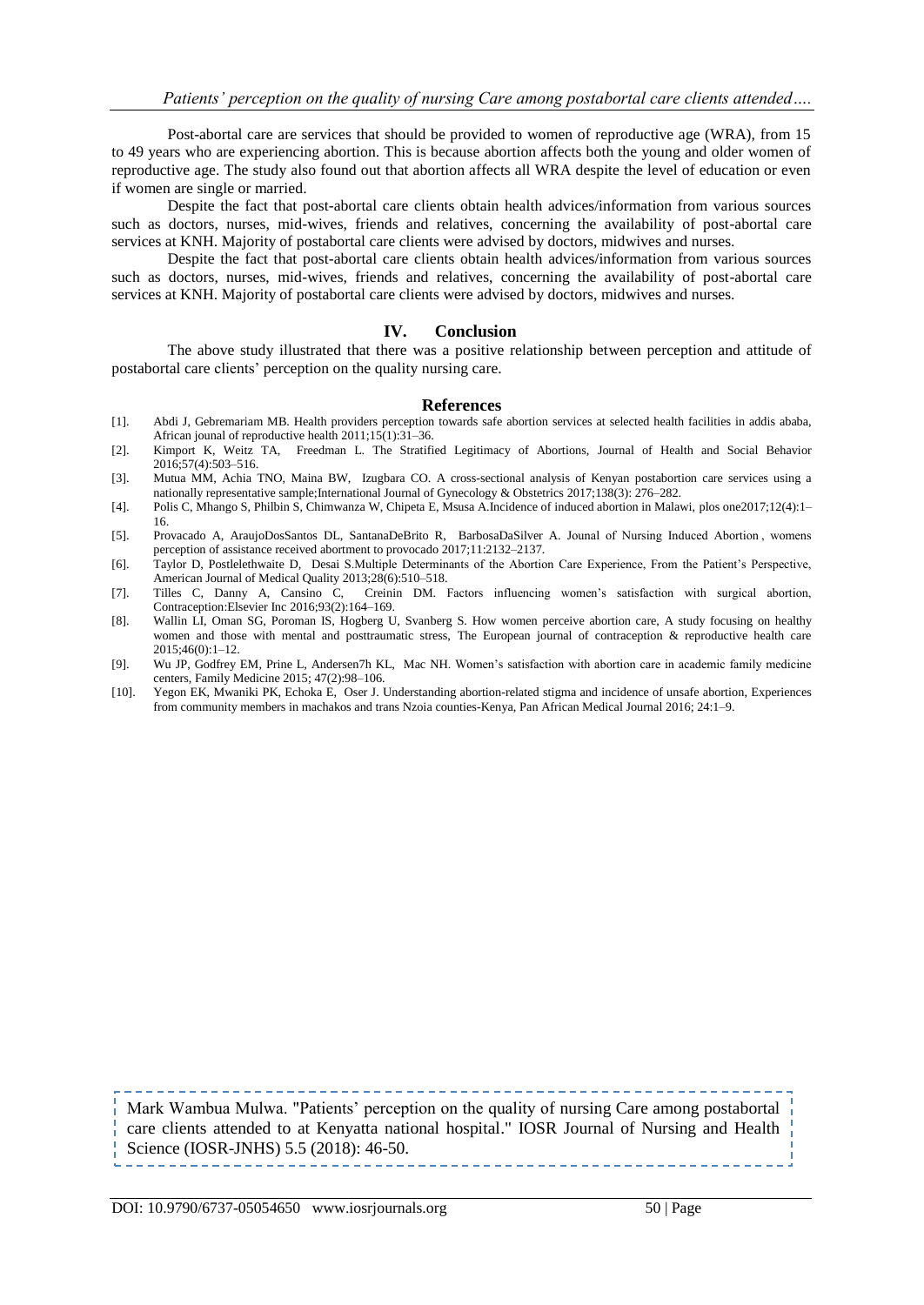Post-abortal care are services that should be provided to women of reproductive age (WRA), from 15 to 49 years who are experiencing abortion. This is because abortion affects both the young and older women of reproductive age. The study also found out that abortion affects all WRA despite the level of education or even if women are single or married.

Despite the fact that post-abortal care clients obtain health advices/information from various sources such as doctors, nurses, mid-wives, friends and relatives, concerning the availability of post-abortal care services at KNH. Majority of postabortal care clients were advised by doctors, midwives and nurses.

Despite the fact that post-abortal care clients obtain health advices/information from various sources such as doctors, nurses, mid-wives, friends and relatives, concerning the availability of post-abortal care services at KNH. Majority of postabortal care clients were advised by doctors, midwives and nurses.

## IV. Conclusion

The above study illustrated that there was a positive relationship between perception and attitude of postabortal care clients' perception on the quality nursing care.

## References

[1]. Abdi J, Gebremariam MB. Health providers perception towards safe abortion services at selected health facilities in addis ababa, African jounal of reproductive health 2011;15(1):31–36.

[2]. Kimport K, Weitz TA, Freedman L. The Stratified Legitimacy of Abortions, Journal of Health and Social Behavior 2016;57(4):503–516.

[3]. Mutua MM, Achia TNO, Maina BW, Izugbara CO. A cross-sectional analysis of Kenyan postabortion care services using a nationally representative sample;International Journal of Gynecology & Obstetrics 2017;138(3): 276–282.

[4]. Polis C, Mhango S, Philbin S, Chimwanza W, Chipeta E, Msusa A.Incidence of induced abortion in Malawi, plos one2017;12(4):1–16.

[5]. Provacado A, AraujoDosSantos DL, SantanaDeBrito R, BarbosaDaSilver A. Jounal of Nursing Induced Abortion , womens perception of assistance received abortment to provocado 2017;11:2132–2137.

[6]. Taylor D, Postlelethwaite D, Desai S.Multiple Determinants of the Abortion Care Experience, From the Patient's Perspective, American Journal of Medical Quality 2013;28(6):510–518.

[7]. Tilles C, Danny A, Cansino C, Creinin DM. Factors influencing women's satisfaction with surgical abortion, Contraception:Elsevier Inc 2016;93(2):164–169.

[8]. Wallin LI, Oman SG, Poroman IS, Hogberg U, Svanberg S. How women perceive abortion care, A study focusing on healthy women and those with mental and posttraumatic stress, The European journal of contraception & reproductive health care 2015;46(0):1–12.

[9]. Wu JP, Godfrey EM, Prine L, Andersen7h KL, Mac NH. Women's satisfaction with abortion care in academic family medicine centers, Family Medicine 2015; 47(2):98–106.

[10]. Yegon EK, Mwaniki PK, Echoka E, Oser J. Understanding abortion-related stigma and incidence of unsafe abortion, Experiences from community members in machakos and trans Nzoia counties-Kenya, Pan African Medical Journal 2016; 24:1–9.

Mark Wambua Mulwa. "Patients' perception on the quality of nursing Care among postabortal care clients attended to at Kenyatta national hospital." IOSR Journal of Nursing and Health Science (IOSR-JNHS) 5.5 (2018): 46-50.